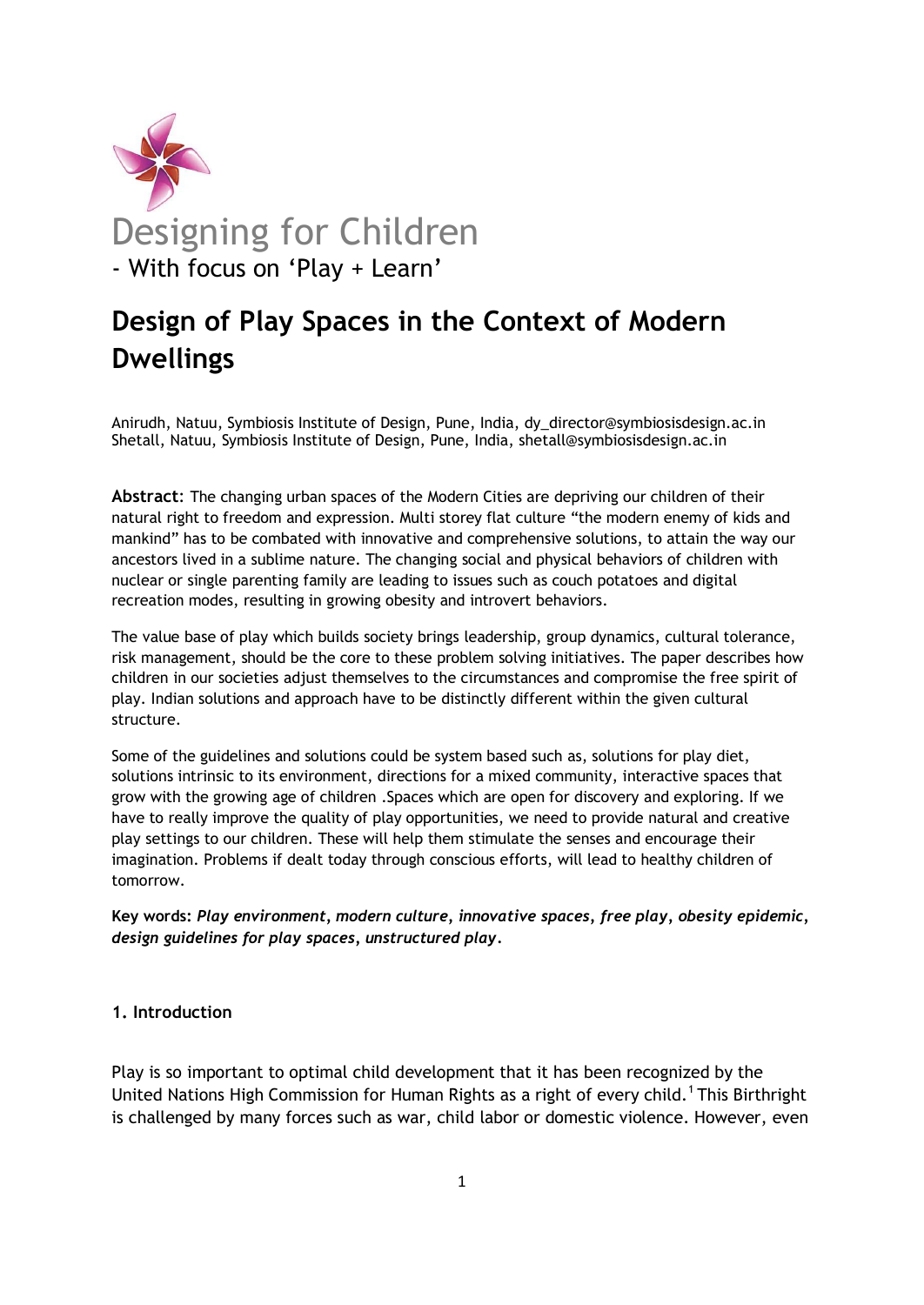Designing for Children

- With focus on 'Play + Learn'

# Design of Play Spaces in the Context of Modern Dwellings

Anirudh, Natuu, Symbiosis Institute of Design, Pune, India, dy_director@symbiosisdesign.ac.in
Shetall, Natuu, Symbiosis Institute of Design, Pune, India, shetall@symbiosisdesign.ac.in

**Abstract**: The changing urban spaces of the Modern Cities are depriving our children of their natural right to freedom and expression. Multi storey flat culture "the modern enemy of kids and mankind" has to be combated with innovative and comprehensive solutions, to attain the way our ancestors lived in a sublime nature. The changing social and physical behaviors of children with nuclear or single parenting family are leading to issues such as couch potatoes and digital recreation modes, resulting in growing obesity and introvert behaviors.

The value base of play which builds society brings leadership, group dynamics, cultural tolerance, risk management, should be the core to these problem solving initiatives. The paper describes how children in our societies adjust themselves to the circumstances and compromise the free spirit of play. Indian solutions and approach have to be distinctly different within the given cultural structure.

Some of the guidelines and solutions could be system based such as, solutions for play diet, solutions intrinsic to its environment, directions for a mixed community, interactive spaces that grow with the growing age of children .Spaces which are open for discovery and exploring. If we have to really improve the quality of play opportunities, we need to provide natural and creative play settings to our children. These will help them stimulate the senses and encourage their imagination. Problems if dealt today through conscious efforts, will lead to healthy children of tomorrow.

**Key words**: ***Play environment*, *modern culture*, *innovative spaces*, *free play*, *obesity epidemic*, *design guidelines for play spaces*, *unstructured play*.**

## 1. Introduction

Play is so important to optimal child development that it has been recognized by the United Nations High Commission for Human Rights as a right of every child.[1] This Birthright is challenged by many forces such as war, child labor or domestic violence. However, even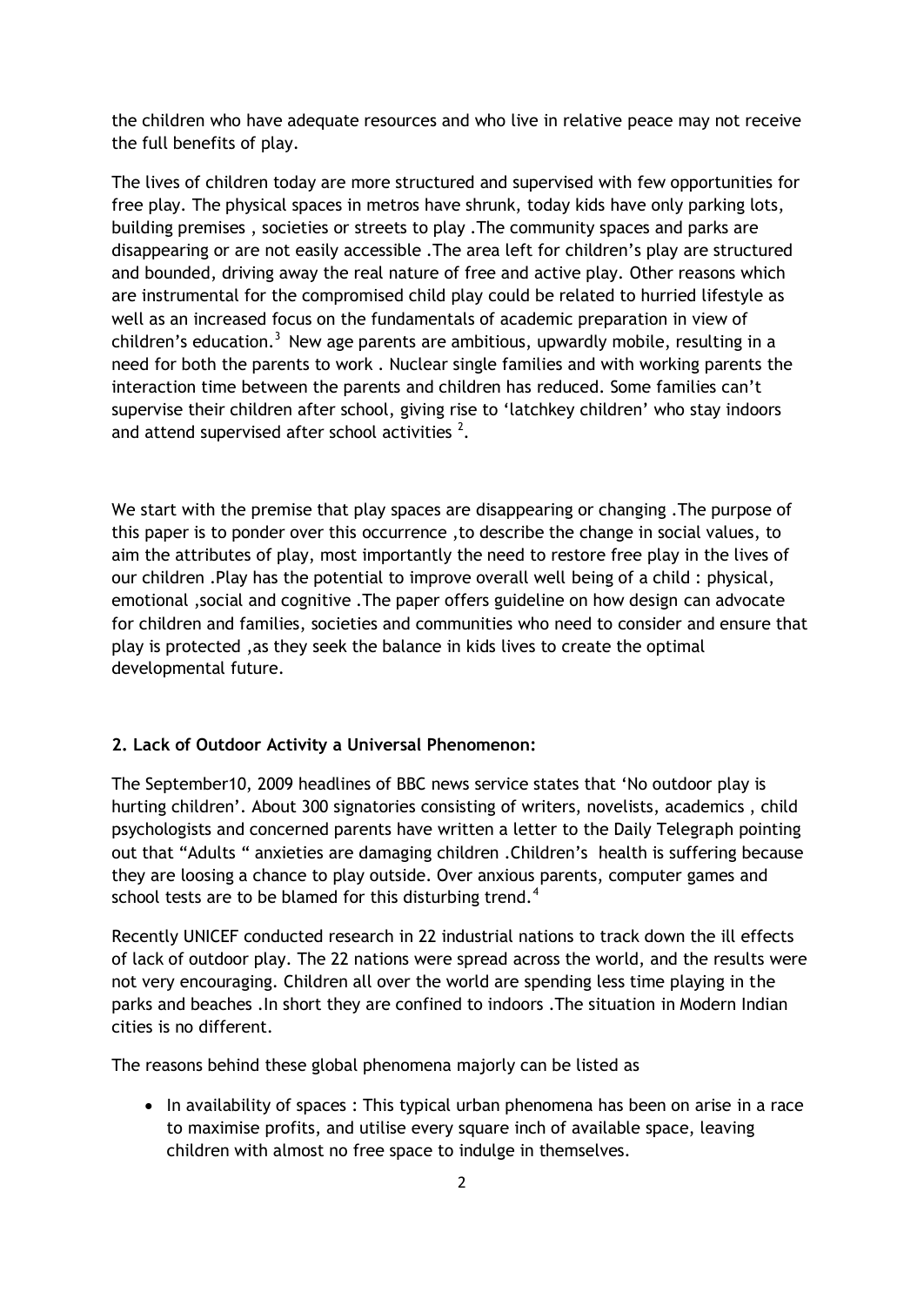the children who have adequate resources and who live in relative peace may not receive the full benefits of play.

The lives of children today are more structured and supervised with few opportunities for free play. The physical spaces in metros have shrunk, today kids have only parking lots, building premises , societies or streets to play .The community spaces and parks are disappearing or are not easily accessible .The area left for children's play are structured and bounded, driving away the real nature of free and active play. Other reasons which are instrumental for the compromised child play could be related to hurried lifestyle as well as an increased focus on the fundamentals of academic preparation in view of children's education.[3] New age parents are ambitious, upwardly mobile, resulting in a need for both the parents to work . Nuclear single families and with working parents the interaction time between the parents and children has reduced. Some families can't supervise their children after school, giving rise to 'latchkey children' who stay indoors and attend supervised after school activities [2].

We start with the premise that play spaces are disappearing or changing .The purpose of this paper is to ponder over this occurrence ,to describe the change in social values, to aim the attributes of play, most importantly the need to restore free play in the lives of our children .Play has the potential to improve overall well being of a child : physical, emotional ,social and cognitive .The paper offers guideline on how design can advocate for children and families, societies and communities who need to consider and ensure that play is protected ,as they seek the balance in kids lives to create the optimal developmental future.

## 2. Lack of Outdoor Activity a Universal Phenomenon:

The September10, 2009 headlines of BBC news service states that 'No outdoor play is hurting children'. About 300 signatories consisting of writers, novelists, academics , child psychologists and concerned parents have written a letter to the Daily Telegraph pointing out that "Adults " anxieties are damaging children .Children's health is suffering because they are loosing a chance to play outside. Over anxious parents, computer games and school tests are to be blamed for this disturbing trend.[4]

Recently UNICEF conducted research in 22 industrial nations to track down the ill effects of lack of outdoor play. The 22 nations were spread across the world, and the results were not very encouraging. Children all over the world are spending less time playing in the parks and beaches .In short they are confined to indoors .The situation in Modern Indian cities is no different.

The reasons behind these global phenomena majorly can be listed as

- In availability of spaces : This typical urban phenomena has been on arise in a race to maximise profits, and utilise every square inch of available space, leaving children with almost no free space to indulge in themselves.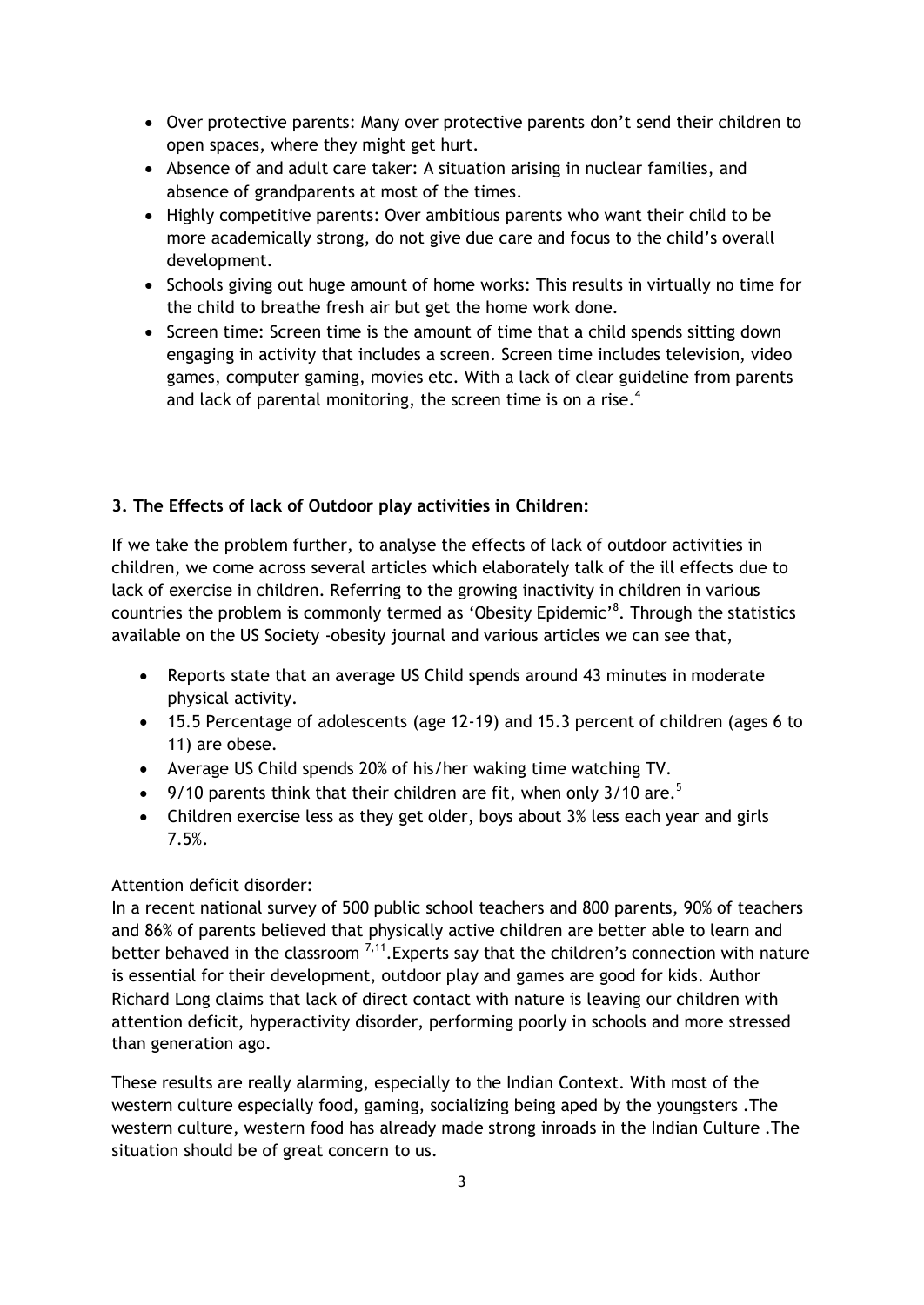- Over protective parents: Many over protective parents don't send their children to open spaces, where they might get hurt.
- Absence of and adult care taker: A situation arising in nuclear families, and absence of grandparents at most of the times.
- Highly competitive parents: Over ambitious parents who want their child to be more academically strong, do not give due care and focus to the child's overall development.
- Schools giving out huge amount of home works: This results in virtually no time for the child to breathe fresh air but get the home work done.
- Screen time: Screen time is the amount of time that a child spends sitting down engaging in activity that includes a screen. Screen time includes television, video games, computer gaming, movies etc. With a lack of clear guideline from parents and lack of parental monitoring, the screen time is on a rise.[4]

**3. The Effects of lack of Outdoor play activities in Children:**

If we take the problem further, to analyse the effects of lack of outdoor activities in children, we come across several articles which elaborately talk of the ill effects due to lack of exercise in children. Referring to the growing inactivity in children in various countries the problem is commonly termed as 'Obesity Epidemic'[8]. Through the statistics available on the US Society -obesity journal and various articles we can see that,

- Reports state that an average US Child spends around 43 minutes in moderate physical activity.
- 15.5 Percentage of adolescents (age 12-19) and 15.3 percent of children (ages 6 to 11) are obese.
- Average US Child spends 20% of his/her waking time watching TV.
- 9/10 parents think that their children are fit, when only 3/10 are.[5]
- Children exercise less as they get older, boys about 3% less each year and girls 7.5%.

Attention deficit disorder:

In a recent national survey of 500 public school teachers and 800 parents, 90% of teachers and 86% of parents believed that physically active children are better able to learn and better behaved in the classroom [7,11].Experts say that the children's connection with nature is essential for their development, outdoor play and games are good for kids. Author Richard Long claims that lack of direct contact with nature is leaving our children with attention deficit, hyperactivity disorder, performing poorly in schools and more stressed than generation ago.

These results are really alarming, especially to the Indian Context. With most of the western culture especially food, gaming, socializing being aped by the youngsters .The western culture, western food has already made strong inroads in the Indian Culture .The situation should be of great concern to us.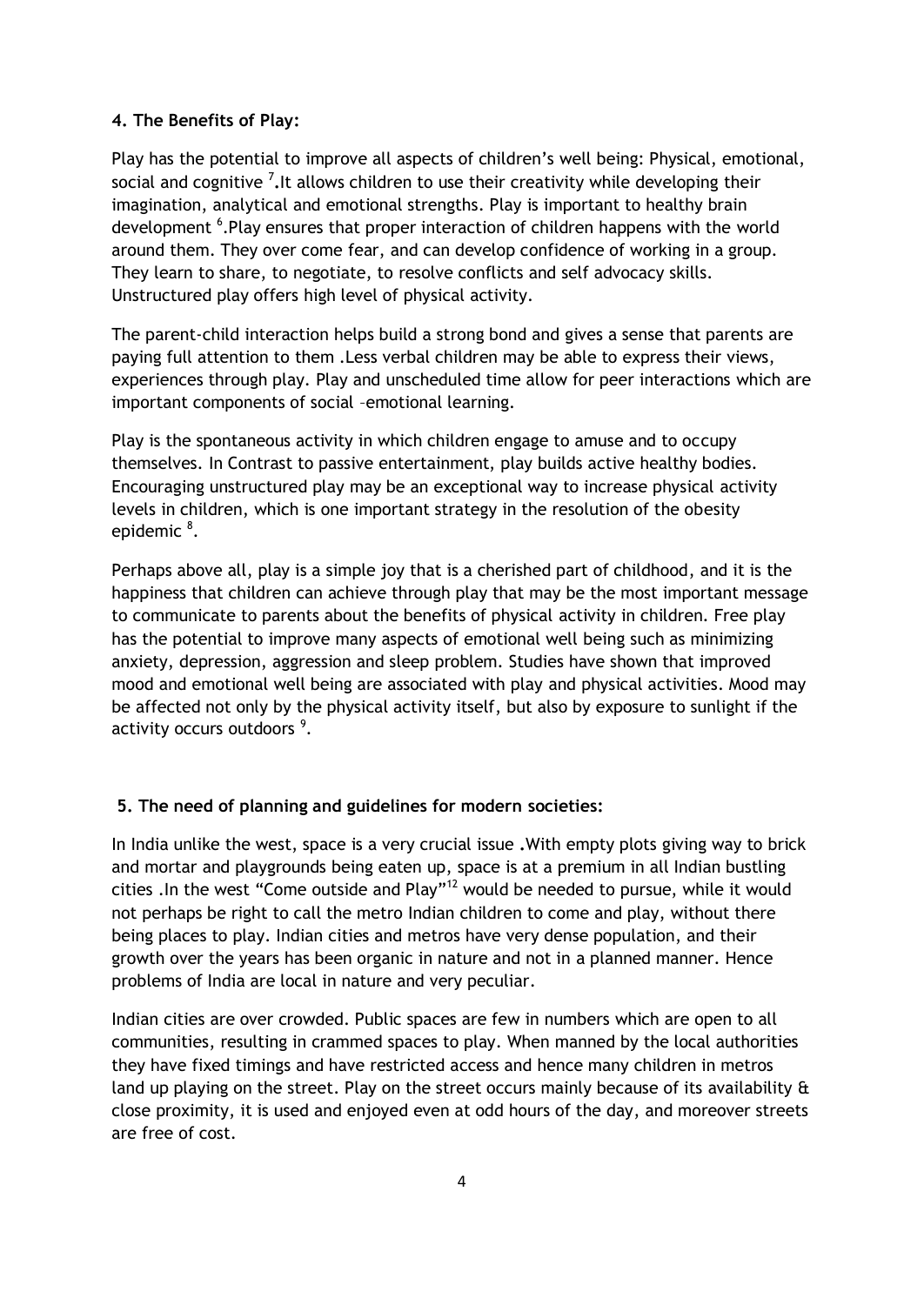**4. The Benefits of Play:**

Play has the potential to improve all aspects of children's well being: Physical, emotional, social and cognitive [7].It allows children to use their creativity while developing their imagination, analytical and emotional strengths. Play is important to healthy brain development [6].Play ensures that proper interaction of children happens with the world around them. They over come fear, and can develop confidence of working in a group. They learn to share, to negotiate, to resolve conflicts and self advocacy skills. Unstructured play offers high level of physical activity.

The parent-child interaction helps build a strong bond and gives a sense that parents are paying full attention to them .Less verbal children may be able to express their views, experiences through play. Play and unscheduled time allow for peer interactions which are important components of social –emotional learning.

Play is the spontaneous activity in which children engage to amuse and to occupy themselves. In Contrast to passive entertainment, play builds active healthy bodies. Encouraging unstructured play may be an exceptional way to increase physical activity levels in children, which is one important strategy in the resolution of the obesity epidemic [8].

Perhaps above all, play is a simple joy that is a cherished part of childhood, and it is the happiness that children can achieve through play that may be the most important message to communicate to parents about the benefits of physical activity in children. Free play has the potential to improve many aspects of emotional well being such as minimizing anxiety, depression, aggression and sleep problem. Studies have shown that improved mood and emotional well being are associated with play and physical activities. Mood may be affected not only by the physical activity itself, but also by exposure to sunlight if the activity occurs outdoors [9].

**5. The need of planning and guidelines for modern societies:**

In India unlike the west, space is a very crucial issue **.**With empty plots giving way to brick and mortar and playgrounds being eaten up, space is at a premium in all Indian bustling cities .In the west "Come outside and Play"[12] would be needed to pursue, while it would not perhaps be right to call the metro Indian children to come and play, without there being places to play. Indian cities and metros have very dense population, and their growth over the years has been organic in nature and not in a planned manner. Hence problems of India are local in nature and very peculiar.

Indian cities are over crowded. Public spaces are few in numbers which are open to all communities, resulting in crammed spaces to play. When manned by the local authorities they have fixed timings and have restricted access and hence many children in metros land up playing on the street. Play on the street occurs mainly because of its availability & close proximity, it is used and enjoyed even at odd hours of the day, and moreover streets are free of cost.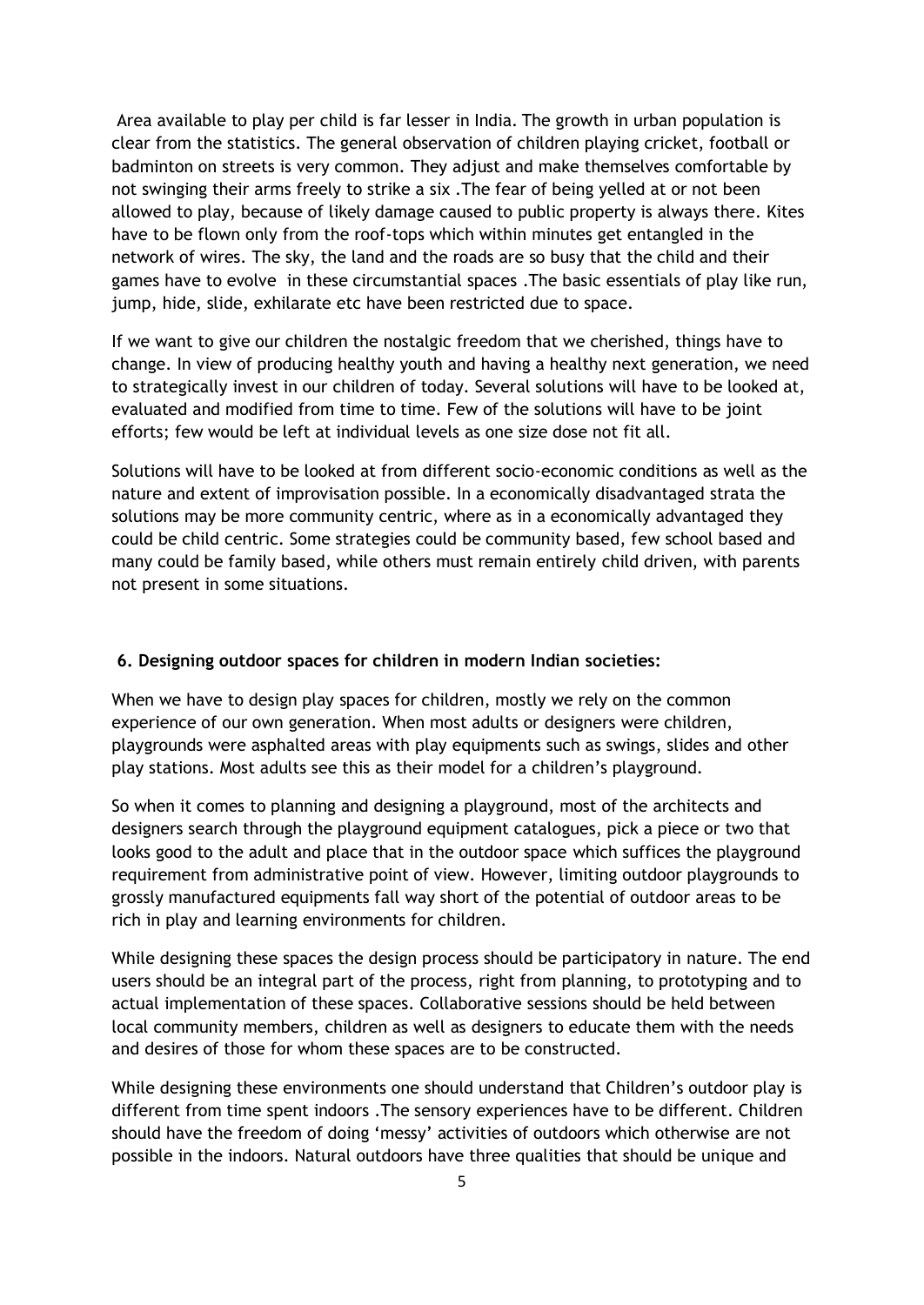Area available to play per child is far lesser in India. The growth in urban population is clear from the statistics. The general observation of children playing cricket, football or badminton on streets is very common. They adjust and make themselves comfortable by not swinging their arms freely to strike a six .The fear of being yelled at or not been allowed to play, because of likely damage caused to public property is always there. Kites have to be flown only from the roof-tops which within minutes get entangled in the network of wires. The sky, the land and the roads are so busy that the child and their games have to evolve in these circumstantial spaces .The basic essentials of play like run, jump, hide, slide, exhilarate etc have been restricted due to space.

If we want to give our children the nostalgic freedom that we cherished, things have to change. In view of producing healthy youth and having a healthy next generation, we need to strategically invest in our children of today. Several solutions will have to be looked at, evaluated and modified from time to time. Few of the solutions will have to be joint efforts; few would be left at individual levels as one size dose not fit all.

Solutions will have to be looked at from different socio-economic conditions as well as the nature and extent of improvisation possible. In a economically disadvantaged strata the solutions may be more community centric, where as in a economically advantaged they could be child centric. Some strategies could be community based, few school based and many could be family based, while others must remain entirely child driven, with parents not present in some situations.

## 6. Designing outdoor spaces for children in modern Indian societies:

When we have to design play spaces for children, mostly we rely on the common experience of our own generation. When most adults or designers were children, playgrounds were asphalted areas with play equipments such as swings, slides and other play stations. Most adults see this as their model for a children's playground.

So when it comes to planning and designing a playground, most of the architects and designers search through the playground equipment catalogues, pick a piece or two that looks good to the adult and place that in the outdoor space which suffices the playground requirement from administrative point of view. However, limiting outdoor playgrounds to grossly manufactured equipments fall way short of the potential of outdoor areas to be rich in play and learning environments for children.

While designing these spaces the design process should be participatory in nature. The end users should be an integral part of the process, right from planning, to prototyping and to actual implementation of these spaces. Collaborative sessions should be held between local community members, children as well as designers to educate them with the needs and desires of those for whom these spaces are to be constructed.

While designing these environments one should understand that Children's outdoor play is different from time spent indoors .The sensory experiences have to be different. Children should have the freedom of doing 'messy' activities of outdoors which otherwise are not possible in the indoors. Natural outdoors have three qualities that should be unique and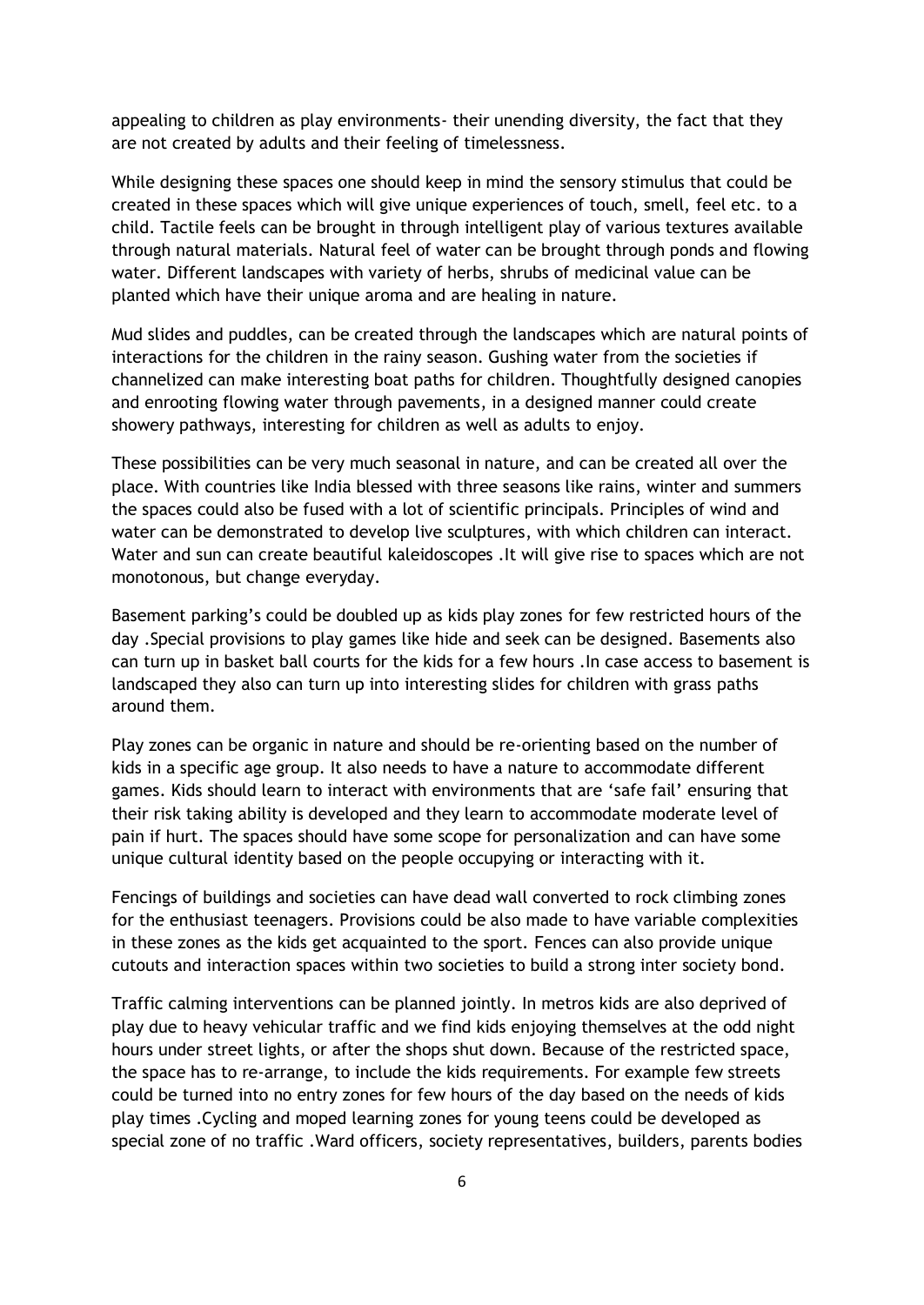appealing to children as play environments- their unending diversity, the fact that they are not created by adults and their feeling of timelessness.

While designing these spaces one should keep in mind the sensory stimulus that could be created in these spaces which will give unique experiences of touch, smell, feel etc. to a child. Tactile feels can be brought in through intelligent play of various textures available through natural materials. Natural feel of water can be brought through ponds and flowing water. Different landscapes with variety of herbs, shrubs of medicinal value can be planted which have their unique aroma and are healing in nature.

Mud slides and puddles, can be created through the landscapes which are natural points of interactions for the children in the rainy season. Gushing water from the societies if channelized can make interesting boat paths for children. Thoughtfully designed canopies and enrooting flowing water through pavements, in a designed manner could create showery pathways, interesting for children as well as adults to enjoy.

These possibilities can be very much seasonal in nature, and can be created all over the place. With countries like India blessed with three seasons like rains, winter and summers the spaces could also be fused with a lot of scientific principals. Principles of wind and water can be demonstrated to develop live sculptures, with which children can interact. Water and sun can create beautiful kaleidoscopes .It will give rise to spaces which are not monotonous, but change everyday.

Basement parking's could be doubled up as kids play zones for few restricted hours of the day .Special provisions to play games like hide and seek can be designed. Basements also can turn up in basket ball courts for the kids for a few hours .In case access to basement is landscaped they also can turn up into interesting slides for children with grass paths around them.

Play zones can be organic in nature and should be re-orienting based on the number of kids in a specific age group. It also needs to have a nature to accommodate different games. Kids should learn to interact with environments that are 'safe fail' ensuring that their risk taking ability is developed and they learn to accommodate moderate level of pain if hurt. The spaces should have some scope for personalization and can have some unique cultural identity based on the people occupying or interacting with it.

Fencings of buildings and societies can have dead wall converted to rock climbing zones for the enthusiast teenagers. Provisions could be also made to have variable complexities in these zones as the kids get acquainted to the sport. Fences can also provide unique cutouts and interaction spaces within two societies to build a strong inter society bond.

Traffic calming interventions can be planned jointly. In metros kids are also deprived of play due to heavy vehicular traffic and we find kids enjoying themselves at the odd night hours under street lights, or after the shops shut down. Because of the restricted space, the space has to re-arrange, to include the kids requirements. For example few streets could be turned into no entry zones for few hours of the day based on the needs of kids play times .Cycling and moped learning zones for young teens could be developed as special zone of no traffic .Ward officers, society representatives, builders, parents bodies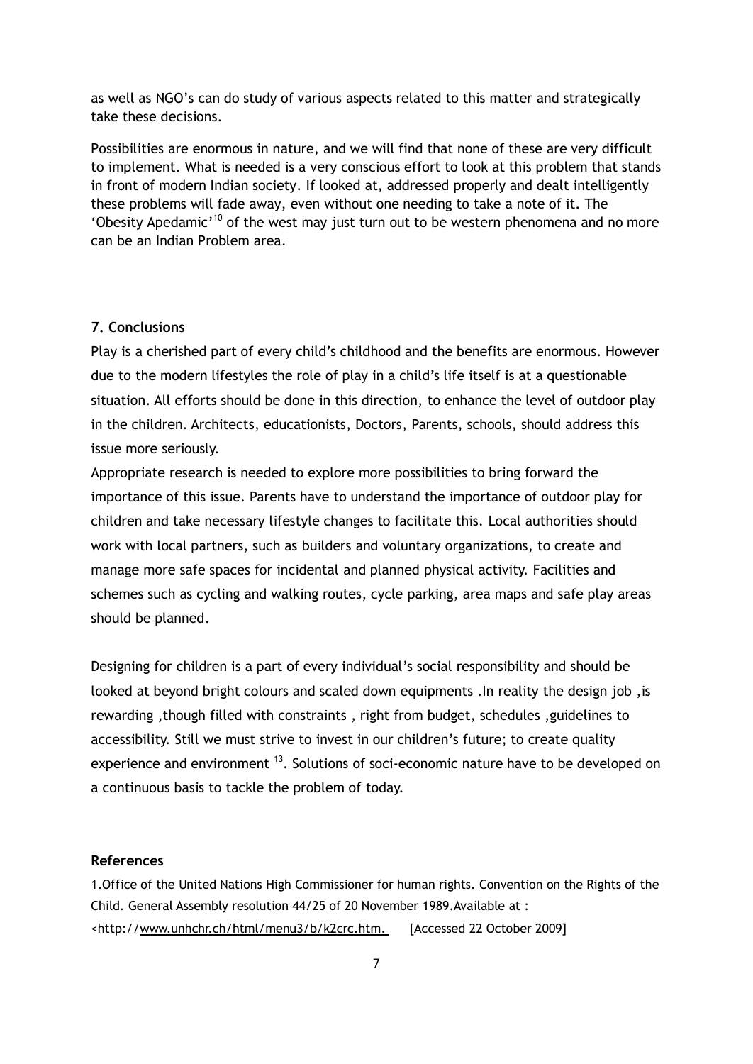as well as NGO's can do study of various aspects related to this matter and strategically take these decisions.

Possibilities are enormous in nature, and we will find that none of these are very difficult to implement. What is needed is a very conscious effort to look at this problem that stands in front of modern Indian society. If looked at, addressed properly and dealt intelligently these problems will fade away, even without one needing to take a note of it. The 'Obesity Apedamic'[10] of the west may just turn out to be western phenomena and no more can be an Indian Problem area.

## 7. Conclusions

Play is a cherished part of every child's childhood and the benefits are enormous. However due to the modern lifestyles the role of play in a child's life itself is at a questionable situation. All efforts should be done in this direction, to enhance the level of outdoor play in the children. Architects, educationists, Doctors, Parents, schools, should address this issue more seriously.

Appropriate research is needed to explore more possibilities to bring forward the importance of this issue. Parents have to understand the importance of outdoor play for children and take necessary lifestyle changes to facilitate this. Local authorities should work with local partners, such as builders and voluntary organizations, to create and manage more safe spaces for incidental and planned physical activity. Facilities and schemes such as cycling and walking routes, cycle parking, area maps and safe play areas should be planned.

Designing for children is a part of every individual's social responsibility and should be looked at beyond bright colours and scaled down equipments .In reality the design job ,is rewarding ,though filled with constraints , right from budget, schedules ,guidelines to accessibility. Still we must strive to invest in our children's future; to create quality experience and environment [13]. Solutions of soci-economic nature have to be developed on a continuous basis to tackle the problem of today.

## References

1.Office of the United Nations High Commissioner for human rights. Convention on the Rights of the Child. General Assembly resolution 44/25 of 20 November 1989.Available at : <http://www.unhchr.ch/html/menu3/b/k2crc.htm. [Accessed 22 October 2009]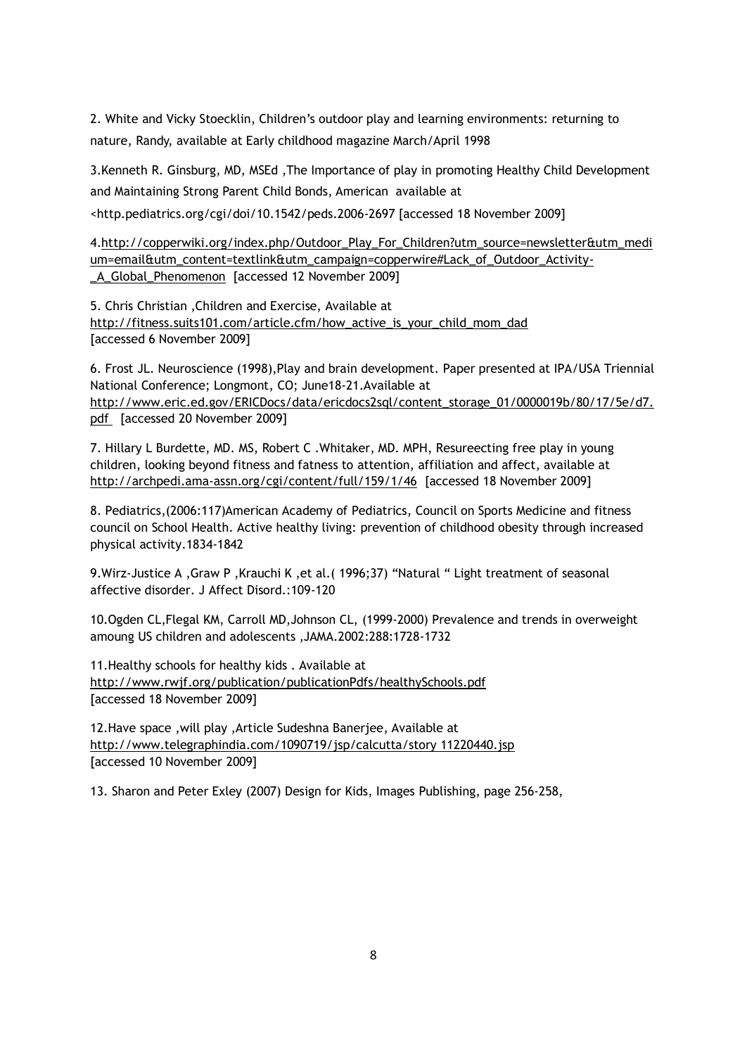2. White and Vicky Stoecklin, Children's outdoor play and learning environments: returning to nature, Randy, available at Early childhood magazine March/April 1998

3.Kenneth R. Ginsburg, MD, MSEd ,The Importance of play in promoting Healthy Child Development and Maintaining Strong Parent Child Bonds, American available at <http.pediatrics.org/cgi/doi/10.1542/peds.2006-2697 [accessed 18 November 2009]

4.http://copperwiki.org/index.php/Outdoor_Play_For_Children?utm_source=newsletter&utm_medium=email&utm_content=textlink&utm_campaign=copperwire#Lack_of_Outdoor_Activity-_A_Global_Phenomenon [accessed 12 November 2009]

5. Chris Christian ,Children and Exercise, Available at http://fitness.suits101.com/article.cfm/how_active_is_your_child_mom_dad [accessed 6 November 2009]

6. Frost JL. Neuroscience (1998),Play and brain development. Paper presented at IPA/USA Triennial National Conference; Longmont, CO; June18-21.Available at http://www.eric.ed.gov/ERICDocs/data/ericdocs2sql/content_storage_01/0000019b/80/17/5e/d7.pdf [accessed 20 November 2009]

7. Hillary L Burdette, MD. MS, Robert C .Whitaker, MD. MPH, Resureecting free play in young children, looking beyond fitness and fatness to attention, affiliation and affect, available at http://archpedi.ama-assn.org/cgi/content/full/159/1/46 [accessed 18 November 2009]

8. Pediatrics,(2006:117)American Academy of Pediatrics, Council on Sports Medicine and fitness council on School Health. Active healthy living: prevention of childhood obesity through increased physical activity.1834-1842

9.Wirz-Justice A ,Graw P ,Krauchi K ,et al.( 1996;37) "Natural " Light treatment of seasonal affective disorder. J Affect Disord.:109-120

10.Ogden CL,Flegal KM, Carroll MD,Johnson CL, (1999-2000) Prevalence and trends in overweight amoung US children and adolescents ,JAMA.2002:288:1728-1732

11.Healthy schools for healthy kids . Available at http://www.rwjf.org/publication/publicationPdfs/healthySchools.pdf [accessed 18 November 2009]

12.Have space ,will play ,Article Sudeshna Banerjee, Available at http://www.telegraphindia.com/1090719/jsp/calcutta/story 11220440.jsp [accessed 10 November 2009]

13. Sharon and Peter Exley (2007) Design for Kids, Images Publishing, page 256-258,